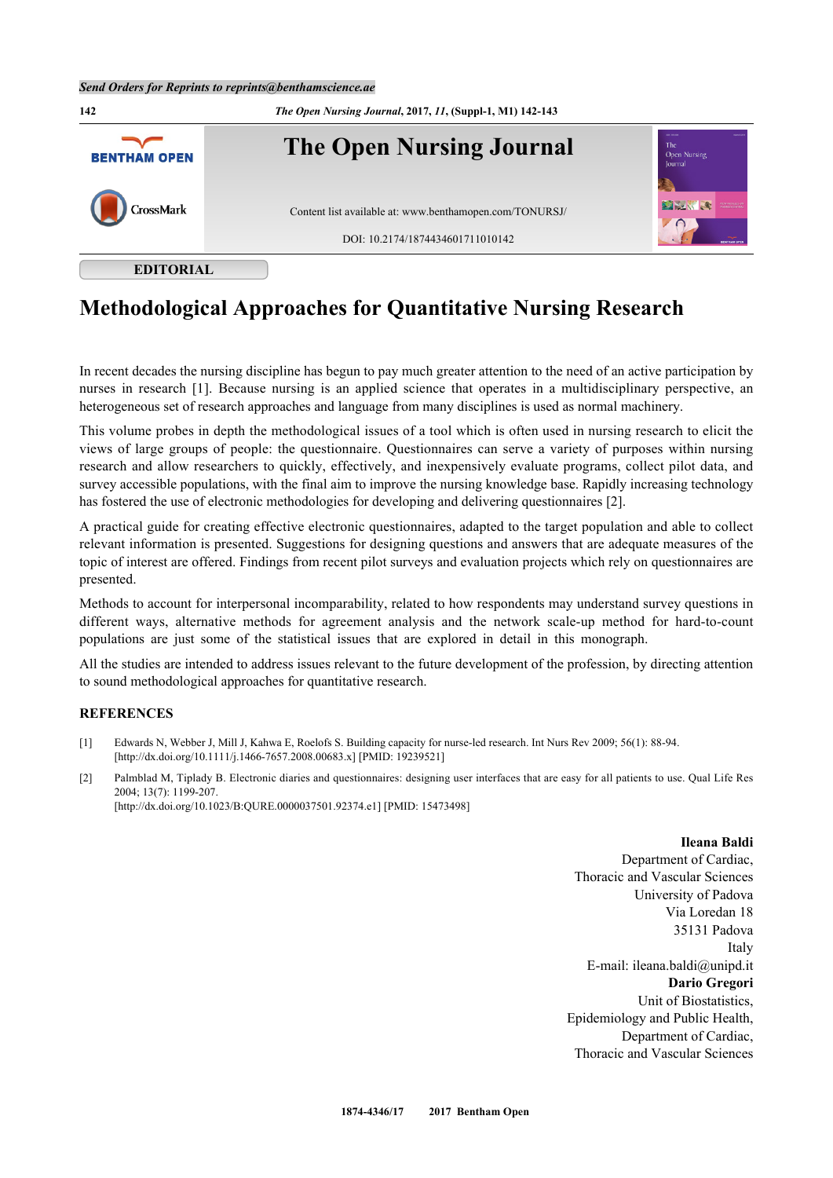EDITORIAL

# Methodological Approaches for Quantitative Nursing Research

In recent decades the nursing discipline has begun to pay much greater attention to the need of an active participation by nurses in research [1]. Because nursing is an applied science that operates in a multidisciplinary perspective, an heterogeneous set of research approaches and language from many disciplines is used as normal machinery.

This volume probes in depth the methodological issues of a tool which is often used in nursing research to elicit the views of large groups of people: the questionnaire. Questionnaires can serve a variety of purposes within nursing research and allow researchers to quickly, effectively, and inexpensively evaluate programs, collect pilot data, and survey accessible populations, with the final aim to improve the nursing knowledge base. Rapidly increasing technology has fostered the use of electronic methodologies for developing and delivering questionnaires [2].

A practical guide for creating effective electronic questionnaires, adapted to the target population and able to collect relevant information is presented. Suggestions for designing questions and answers that are adequate measures of the topic of interest are offered. Findings from recent pilot surveys and evaluation projects which rely on questionnaires are presented.

Methods to account for interpersonal incomparability, related to how respondents may understand survey questions in different ways, alternative methods for agreement analysis and the network scale-up method for hard-to-count populations are just some of the statistical issues that are explored in detail in this monograph.

All the studies are intended to address issues relevant to the future development of the profession, by directing attention to sound methodological approaches for quantitative research.

## REFERENCES

[1] Edwards N, Webber J, Mill J, Kahwa E, Roelofs S. Building capacity for nurse-led research. Int Nurs Rev 2009; 56(1): 88-94. [http://dx.doi.org/10.1111/j.1466-7657.2008.00683.x] [PMID: 19239521]

[2] Palmblad M, Tiplady B. Electronic diaries and questionnaires: designing user interfaces that are easy for all patients to use. Qual Life Res 2004; 13(7): 1199-207. [http://dx.doi.org/10.1023/B:QURE.0000037501.92374.e1] [PMID: 15473498]

**Ileana Baldi**
Department of Cardiac,
Thoracic and Vascular Sciences
University of Padova
Via Loredan 18
35131 Padova
Italy
E-mail: ileana.baldi@unipd.it

**Dario Gregori**
Unit of Biostatistics,
Epidemiology and Public Health,
Department of Cardiac,
Thoracic and Vascular Sciences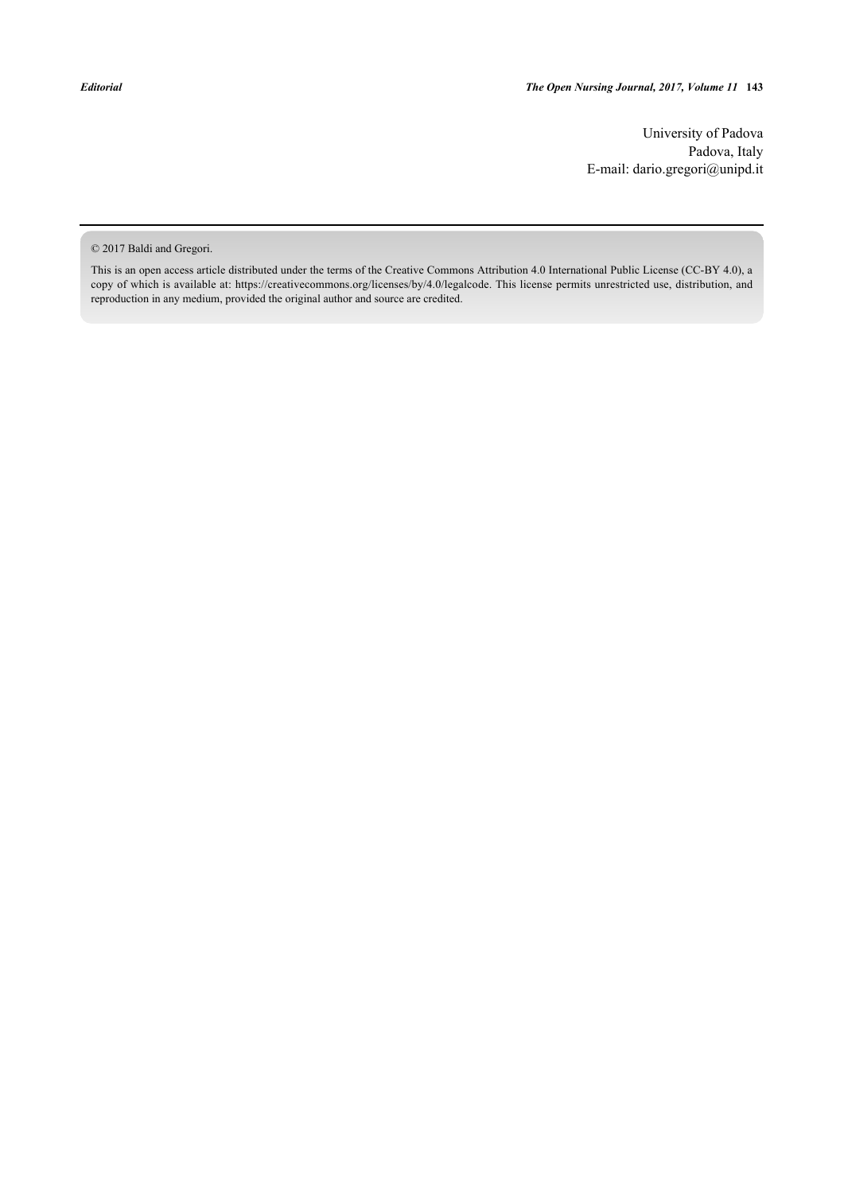University of Padova
Padova, Italy
E-mail: dario.gregori@unipd.it

---

© 2017 Baldi and Gregori.

This is an open access article distributed under the terms of the Creative Commons Attribution 4.0 International Public License (CC-BY 4.0), a copy of which is available at: https://creativecommons.org/licenses/by/4.0/legalcode. This license permits unrestricted use, distribution, and reproduction in any medium, provided the original author and source are credited.